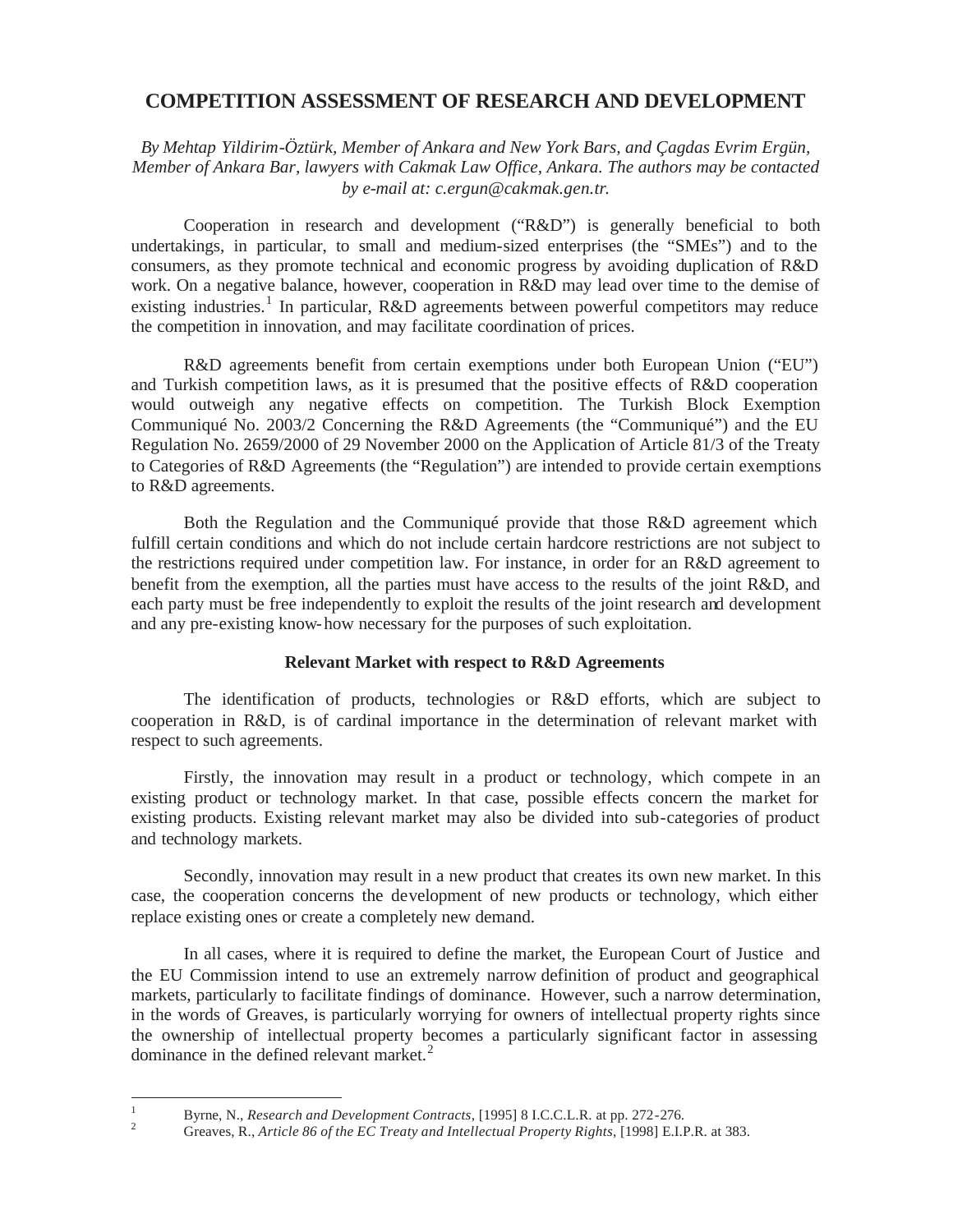# COMPETITION ASSESSMENT OF RESEARCH AND DEVELOPMENT

*By Mehtap Yildirim-Öztürk, Member of Ankara and New York Bars, and Çagdas Evrim Ergün, Member of Ankara Bar, lawyers with Cakmak Law Office, Ankara. The authors may be contacted by e-mail at: c.ergun@cakmak.gen.tr.*

Cooperation in research and development ("R&D") is generally beneficial to both undertakings, in particular, to small and medium-sized enterprises (the "SMEs") and to the consumers, as they promote technical and economic progress by avoiding duplication of R&D work. On a negative balance, however, cooperation in R&D may lead over time to the demise of existing industries.[1] In particular, R&D agreements between powerful competitors may reduce the competition in innovation, and may facilitate coordination of prices.

R&D agreements benefit from certain exemptions under both European Union ("EU") and Turkish competition laws, as it is presumed that the positive effects of R&D cooperation would outweigh any negative effects on competition. The Turkish Block Exemption Communiqué No. 2003/2 Concerning the R&D Agreements (the "Communiqué") and the EU Regulation No. 2659/2000 of 29 November 2000 on the Application of Article 81/3 of the Treaty to Categories of R&D Agreements (the "Regulation") are intended to provide certain exemptions to R&D agreements.

Both the Regulation and the Communiqué provide that those R&D agreement which fulfill certain conditions and which do not include certain hardcore restrictions are not subject to the restrictions required under competition law. For instance, in order for an R&D agreement to benefit from the exemption, all the parties must have access to the results of the joint R&D, and each party must be free independently to exploit the results of the joint research and development and any pre-existing know-how necessary for the purposes of such exploitation.

### Relevant Market with respect to R&D Agreements

The identification of products, technologies or R&D efforts, which are subject to cooperation in R&D, is of cardinal importance in the determination of relevant market with respect to such agreements.

Firstly, the innovation may result in a product or technology, which compete in an existing product or technology market. In that case, possible effects concern the market for existing products. Existing relevant market may also be divided into sub-categories of product and technology markets.

Secondly, innovation may result in a new product that creates its own new market. In this case, the cooperation concerns the development of new products or technology, which either replace existing ones or create a completely new demand.

In all cases, where it is required to define the market, the European Court of Justice and the EU Commission intend to use an extremely narrow definition of product and geographical markets, particularly to facilitate findings of dominance. However, such a narrow determination, in the words of Greaves, is particularly worrying for owners of intellectual property rights since the ownership of intellectual property becomes a particularly significant factor in assessing dominance in the defined relevant market.[2]

---

[1] Byrne, N., *Research and Development Contracts*, [1995] 8 I.C.C.L.R. at pp. 272-276.

[2] Greaves, R., *Article 86 of the EC Treaty and Intellectual Property Rights*, [1998] E.I.P.R. at 383.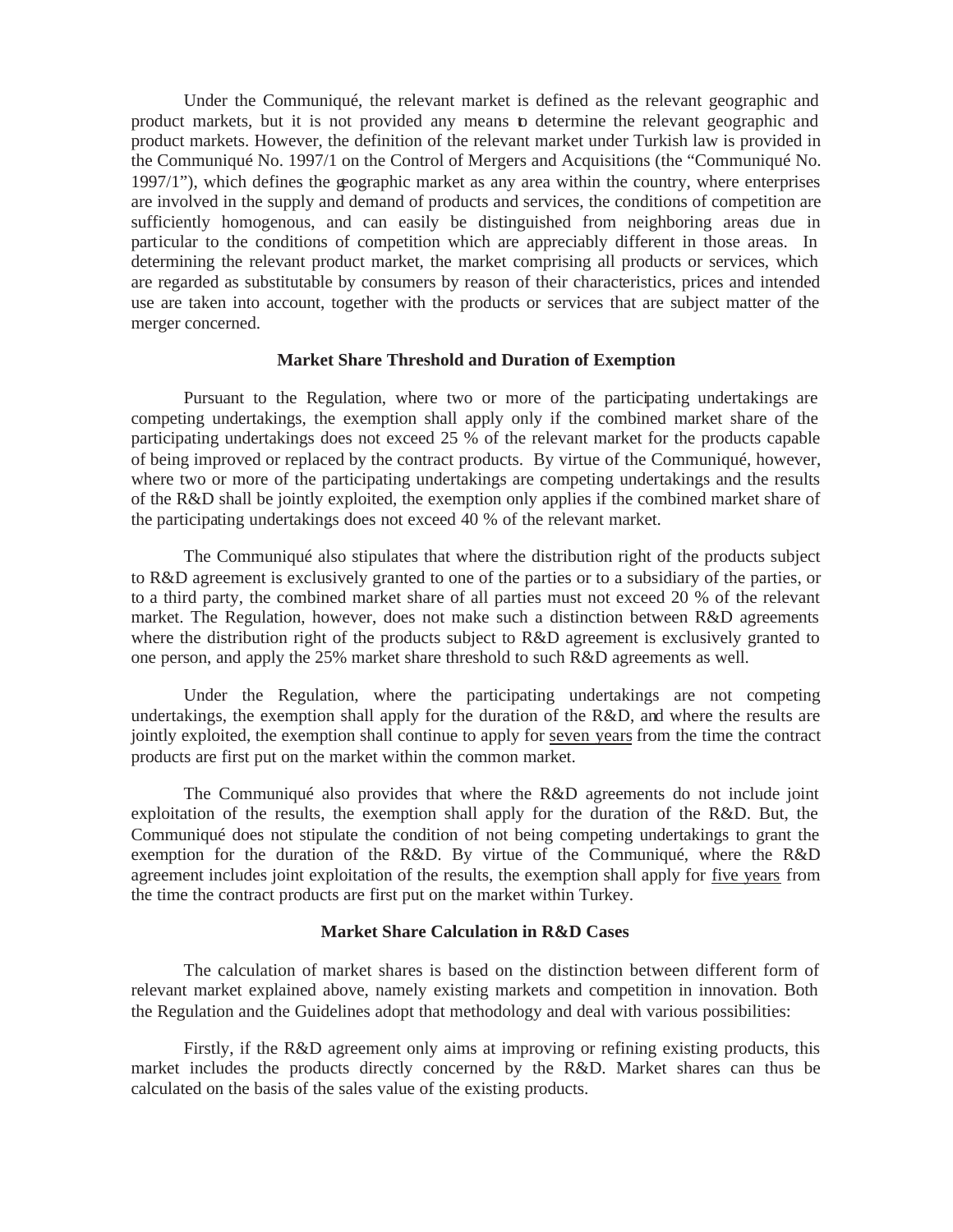Under the Communiqué, the relevant market is defined as the relevant geographic and product markets, but it is not provided any means to determine the relevant geographic and product markets. However, the definition of the relevant market under Turkish law is provided in the Communiqué No. 1997/1 on the Control of Mergers and Acquisitions (the "Communiqué No. 1997/1"), which defines the geographic market as any area within the country, where enterprises are involved in the supply and demand of products and services, the conditions of competition are sufficiently homogenous, and can easily be distinguished from neighboring areas due in particular to the conditions of competition which are appreciably different in those areas. In determining the relevant product market, the market comprising all products or services, which are regarded as substitutable by consumers by reason of their characteristics, prices and intended use are taken into account, together with the products or services that are subject matter of the merger concerned.

**Market Share Threshold and Duration of Exemption**

Pursuant to the Regulation, where two or more of the participating undertakings are competing undertakings, the exemption shall apply only if the combined market share of the participating undertakings does not exceed 25 % of the relevant market for the products capable of being improved or replaced by the contract products. By virtue of the Communiqué, however, where two or more of the participating undertakings are competing undertakings and the results of the R&D shall be jointly exploited, the exemption only applies if the combined market share of the participating undertakings does not exceed 40 % of the relevant market.

The Communiqué also stipulates that where the distribution right of the products subject to R&D agreement is exclusively granted to one of the parties or to a subsidiary of the parties, or to a third party, the combined market share of all parties must not exceed 20 % of the relevant market. The Regulation, however, does not make such a distinction between R&D agreements where the distribution right of the products subject to R&D agreement is exclusively granted to one person, and apply the 25% market share threshold to such R&D agreements as well.

Under the Regulation, where the participating undertakings are not competing undertakings, the exemption shall apply for the duration of the R&D, and where the results are jointly exploited, the exemption shall continue to apply for <u>seven years</u> from the time the contract products are first put on the market within the common market.

The Communiqué also provides that where the R&D agreements do not include joint exploitation of the results, the exemption shall apply for the duration of the R&D. But, the Communiqué does not stipulate the condition of not being competing undertakings to grant the exemption for the duration of the R&D. By virtue of the Communiqué, where the R&D agreement includes joint exploitation of the results, the exemption shall apply for <u>five years</u> from the time the contract products are first put on the market within Turkey.

**Market Share Calculation in R&D Cases**

The calculation of market shares is based on the distinction between different form of relevant market explained above, namely existing markets and competition in innovation. Both the Regulation and the Guidelines adopt that methodology and deal with various possibilities:

Firstly, if the R&D agreement only aims at improving or refining existing products, this market includes the products directly concerned by the R&D. Market shares can thus be calculated on the basis of the sales value of the existing products.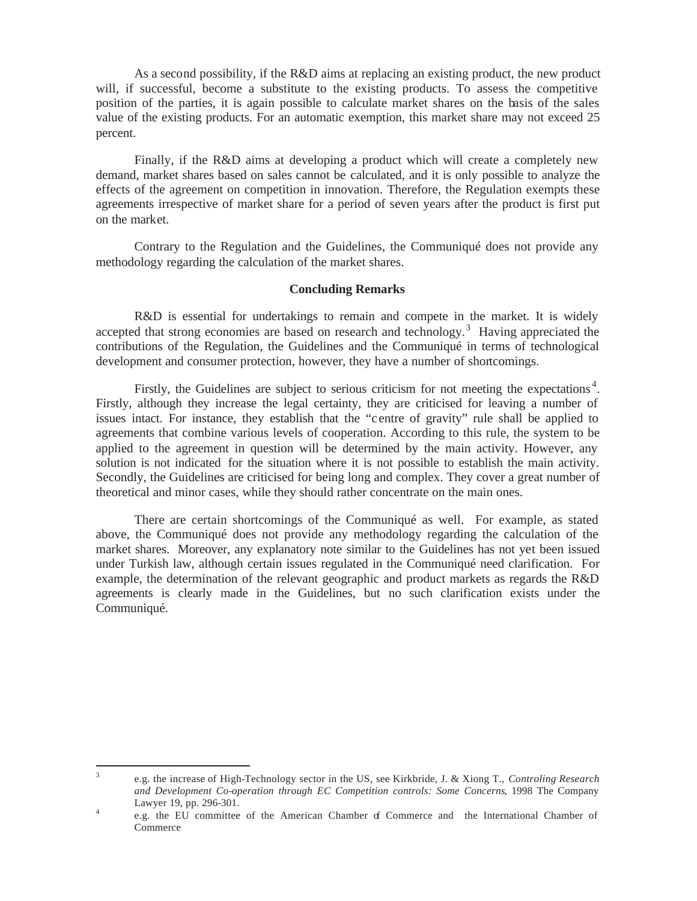As a second possibility, if the R&D aims at replacing an existing product, the new product will, if successful, become a substitute to the existing products. To assess the competitive position of the parties, it is again possible to calculate market shares on the basis of the sales value of the existing products. For an automatic exemption, this market share may not exceed 25 percent.

Finally, if the R&D aims at developing a product which will create a completely new demand, market shares based on sales cannot be calculated, and it is only possible to analyze the effects of the agreement on competition in innovation. Therefore, the Regulation exempts these agreements irrespective of market share for a period of seven years after the product is first put on the market.

Contrary to the Regulation and the Guidelines, the Communiqué does not provide any methodology regarding the calculation of the market shares.

## Concluding Remarks

R&D is essential for undertakings to remain and compete in the market. It is widely accepted that strong economies are based on research and technology.[3] Having appreciated the contributions of the Regulation, the Guidelines and the Communiqué in terms of technological development and consumer protection, however, they have a number of shortcomings.

Firstly, the Guidelines are subject to serious criticism for not meeting the expectations[4]. Firstly, although they increase the legal certainty, they are criticised for leaving a number of issues intact. For instance, they establish that the "centre of gravity" rule shall be applied to agreements that combine various levels of cooperation. According to this rule, the system to be applied to the agreement in question will be determined by the main activity. However, any solution is not indicated for the situation where it is not possible to establish the main activity. Secondly, the Guidelines are criticised for being long and complex. They cover a great number of theoretical and minor cases, while they should rather concentrate on the main ones.

There are certain shortcomings of the Communiqué as well. For example, as stated above, the Communiqué does not provide any methodology regarding the calculation of the market shares. Moreover, any explanatory note similar to the Guidelines has not yet been issued under Turkish law, although certain issues regulated in the Communiqué need clarification. For example, the determination of the relevant geographic and product markets as regards the R&D agreements is clearly made in the Guidelines, but no such clarification exists under the Communiqué.

---

[3] e.g. the increase of High-Technology sector in the US, see Kirkbride, J. & Xiong T., *Controling Research and Development Co-operation through EC Competition controls: Some Concerns*, 1998 The Company Lawyer 19, pp. 296-301.

[4] e.g. the EU committee of the American Chamber of Commerce and the International Chamber of Commerce